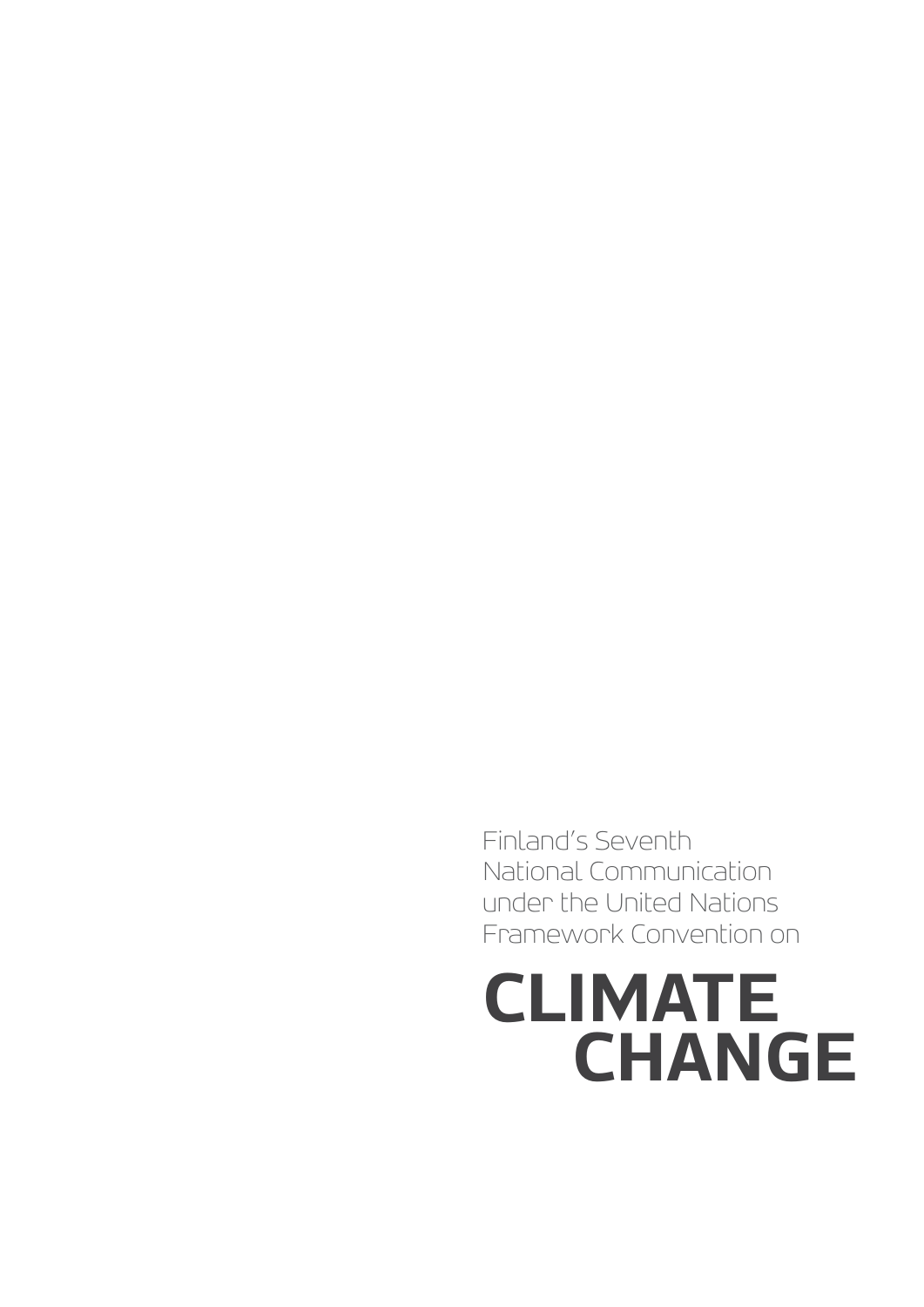Finland's Seventh National Communication under the United Nations Framework Convention on

# CLIMATE CHANGE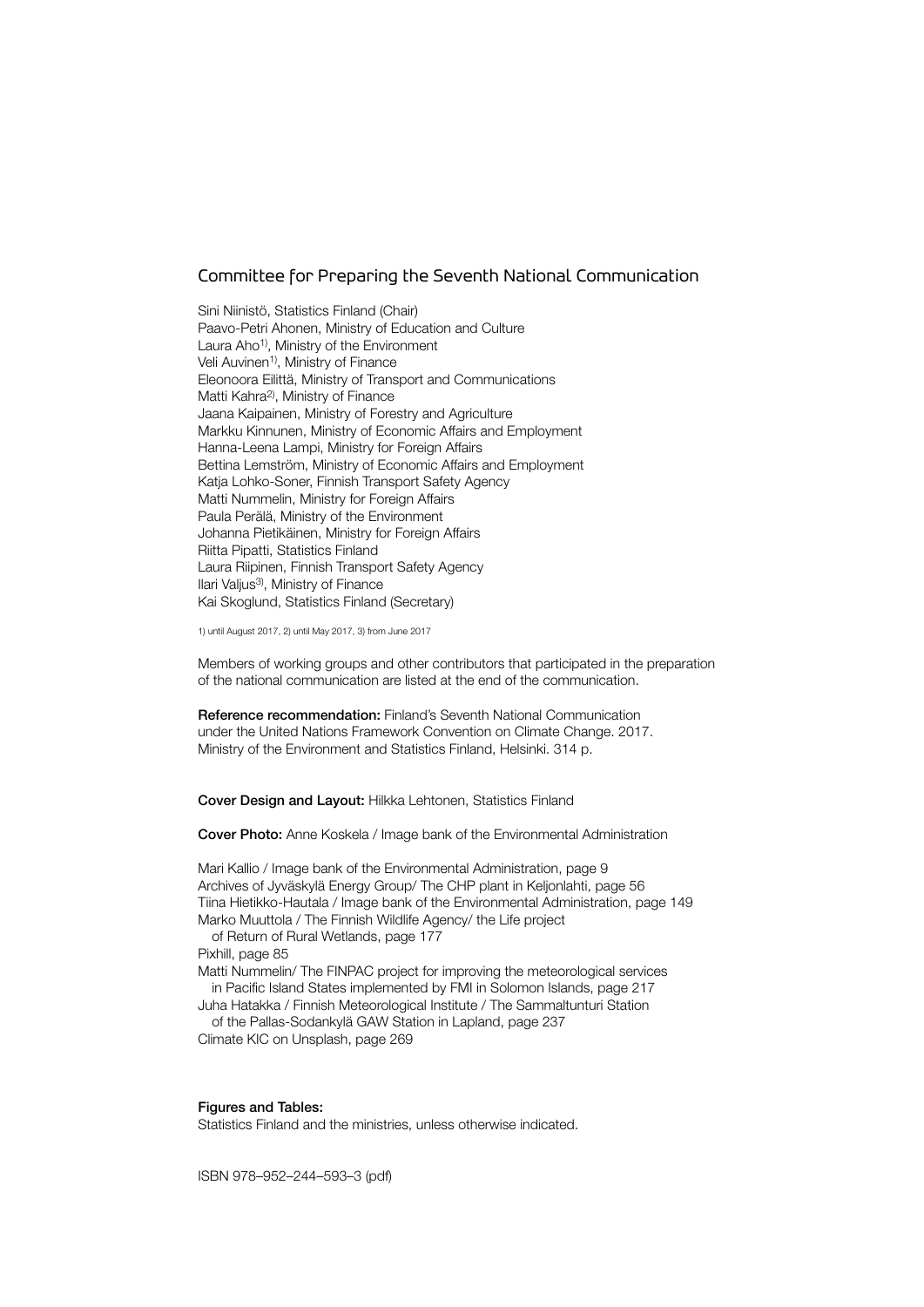## Committee for Preparing the Seventh National Communication

Sini Niinistö, Statistics Finland (Chair)
Paavo-Petri Ahonen, Ministry of Education and Culture
Laura Aho[1)], Ministry of the Environment
Veli Auvinen[1)], Ministry of Finance
Eleonoora Eilittä, Ministry of Transport and Communications
Matti Kahra[2)], Ministry of Finance
Jaana Kaipainen, Ministry of Forestry and Agriculture
Markku Kinnunen, Ministry of Economic Affairs and Employment
Hanna-Leena Lampi, Ministry for Foreign Affairs
Bettina Lemström, Ministry of Economic Affairs and Employment
Katja Lohko-Soner, Finnish Transport Safety Agency
Matti Nummelin, Ministry for Foreign Affairs
Paula Perälä, Ministry of the Environment
Johanna Pietikäinen, Ministry for Foreign Affairs
Riitta Pipatti, Statistics Finland
Laura Riipinen, Finnish Transport Safety Agency
Ilari Valjus[3)], Ministry of Finance
Kai Skoglund, Statistics Finland (Secretary)

1) until August 2017, 2) until May 2017, 3) from June 2017

Members of working groups and other contributors that participated in the preparation of the national communication are listed at the end of the communication.

**Reference recommendation:** Finland's Seventh National Communication under the United Nations Framework Convention on Climate Change. 2017. Ministry of the Environment and Statistics Finland, Helsinki. 314 p.

**Cover Design and Layout:** Hilkka Lehtonen, Statistics Finland

**Cover Photo:** Anne Koskela / Image bank of the Environmental Administration

Mari Kallio / Image bank of the Environmental Administration, page 9
Archives of Jyväskylä Energy Group/ The CHP plant in Keljonlahti, page 56
Tiina Hietikko-Hautala / Image bank of the Environmental Administration, page 149
Marko Muuttola / The Finnish Wildlife Agency/ the Life project of Return of Rural Wetlands, page 177
Pixhill, page 85
Matti Nummelin/ The FINPAC project for improving the meteorological services in Pacific Island States implemented by FMI in Solomon Islands, page 217
Juha Hatakka / Finnish Meteorological Institute / The Sammaltunturi Station of the Pallas-Sodankylä GAW Station in Lapland, page 237
Climate KIC on Unsplash, page 269

**Figures and Tables:**
Statistics Finland and the ministries, unless otherwise indicated.

ISBN 978–952–244–593–3 (pdf)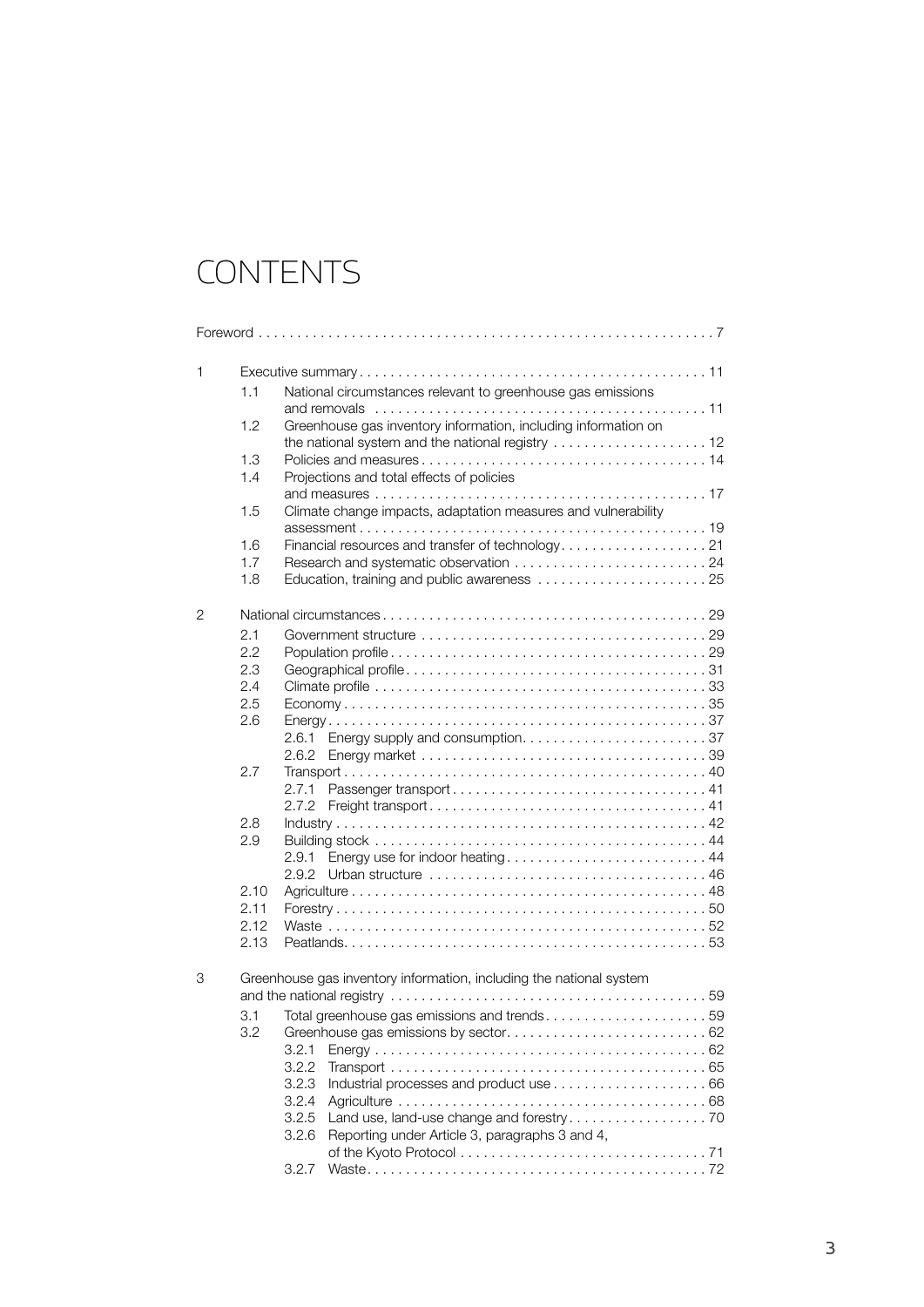# CONTENTS

Foreword . . . . . . . . . . 7

1 Executive summary . . . . . . . . . . 11
- 1.1 National circumstances relevant to greenhouse gas emissions and removals . . . . . . . . . . 11
- 1.2 Greenhouse gas inventory information, including information on the national system and the national registry . . . . . . . . . . 12
- 1.3 Policies and measures . . . . . . . . . . 14
- 1.4 Projections and total effects of policies and measures . . . . . . . . . . 17
- 1.5 Climate change impacts, adaptation measures and vulnerability assessment . . . . . . . . . . 19
- 1.6 Financial resources and transfer of technology . . . . . . . . . . 21
- 1.7 Research and systematic observation . . . . . . . . . . 24
- 1.8 Education, training and public awareness . . . . . . . . . . 25

2 National circumstances . . . . . . . . . . 29
- 2.1 Government structure . . . . . . . . . . 29
- 2.2 Population profile . . . . . . . . . . 29
- 2.3 Geographical profile . . . . . . . . . . 31
- 2.4 Climate profile . . . . . . . . . . 33
- 2.5 Economy . . . . . . . . . . 35
- 2.6 Energy . . . . . . . . . . 37
  - 2.6.1 Energy supply and consumption . . . . . . . . . . 37
  - 2.6.2 Energy market . . . . . . . . . . 39
- 2.7 Transport . . . . . . . . . . 40
  - 2.7.1 Passenger transport . . . . . . . . . . 41
  - 2.7.2 Freight transport . . . . . . . . . . 41
- 2.8 Industry . . . . . . . . . . 42
- 2.9 Building stock . . . . . . . . . . 44
  - 2.9.1 Energy use for indoor heating . . . . . . . . . . 44
  - 2.9.2 Urban structure . . . . . . . . . . 46
- 2.10 Agriculture . . . . . . . . . . 48
- 2.11 Forestry . . . . . . . . . . 50
- 2.12 Waste . . . . . . . . . . 52
- 2.13 Peatlands . . . . . . . . . . 53

3 Greenhouse gas inventory information, including the national system and the national registry . . . . . . . . . . 59
- 3.1 Total greenhouse gas emissions and trends . . . . . . . . . . 59
- 3.2 Greenhouse gas emissions by sector . . . . . . . . . . 62
  - 3.2.1 Energy . . . . . . . . . . 62
  - 3.2.2 Transport . . . . . . . . . . 65
  - 3.2.3 Industrial processes and product use . . . . . . . . . . 66
  - 3.2.4 Agriculture . . . . . . . . . . 68
  - 3.2.5 Land use, land-use change and forestry . . . . . . . . . . 70
  - 3.2.6 Reporting under Article 3, paragraphs 3 and 4, of the Kyoto Protocol . . . . . . . . . . 71
  - 3.2.7 Waste . . . . . . . . . . 72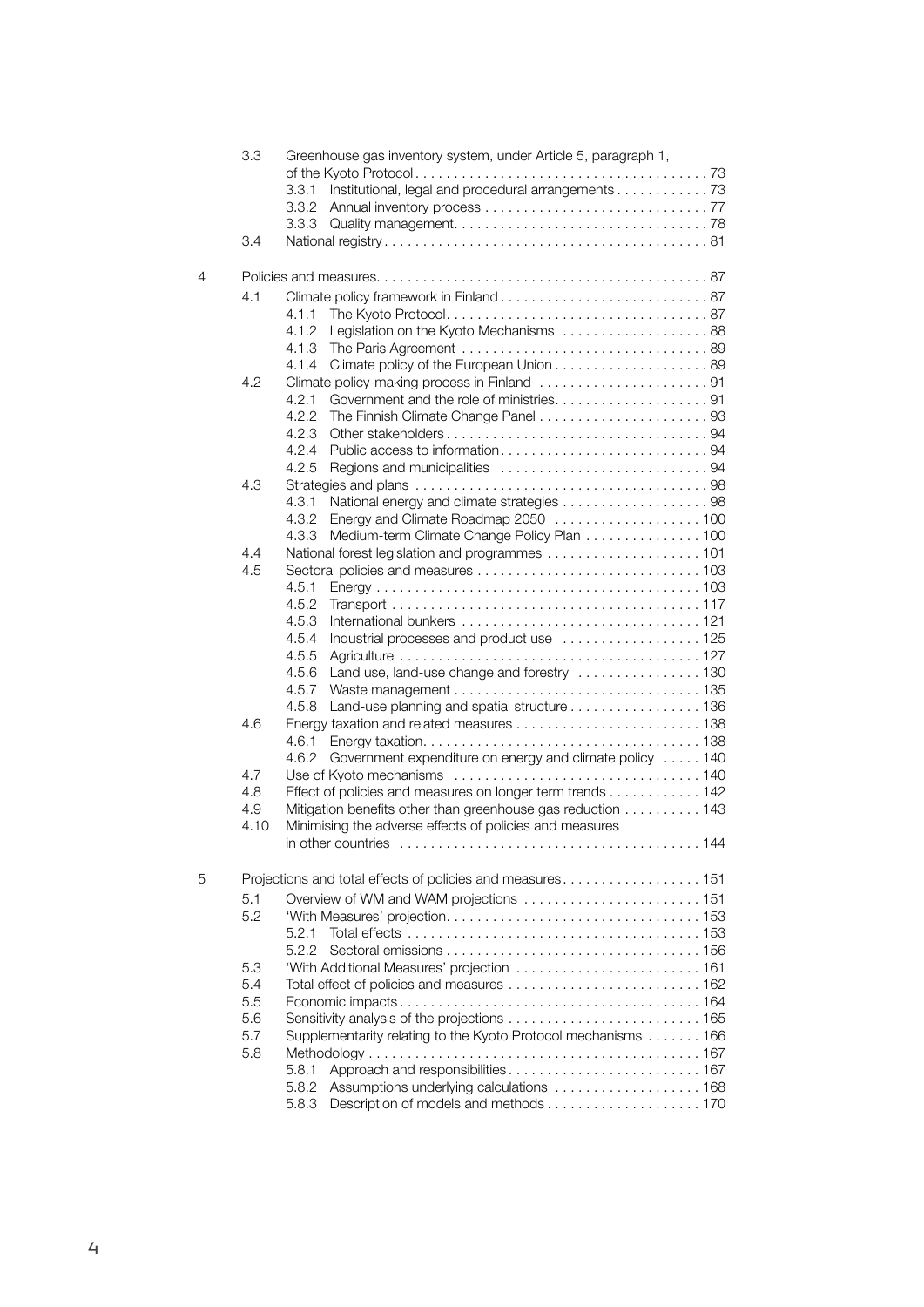- 3.3 Greenhouse gas inventory system, under Article 5, paragraph 1, of the Kyoto Protocol . . . . . 73
  - 3.3.1 Institutional, legal and procedural arrangements . . . . . 73
  - 3.3.2 Annual inventory process . . . . . 77
  - 3.3.3 Quality management . . . . . 78
- 3.4 National registry . . . . . 81

4 Policies and measures . . . . . 87

- 4.1 Climate policy framework in Finland . . . . . 87
  - 4.1.1 The Kyoto Protocol . . . . . 87
  - 4.1.2 Legislation on the Kyoto Mechanisms . . . . . 88
  - 4.1.3 The Paris Agreement . . . . . 89
  - 4.1.4 Climate policy of the European Union . . . . . 89
- 4.2 Climate policy-making process in Finland . . . . . 91
  - 4.2.1 Government and the role of ministries . . . . . 91
  - 4.2.2 The Finnish Climate Change Panel . . . . . 93
  - 4.2.3 Other stakeholders . . . . . 94
  - 4.2.4 Public access to information . . . . . 94
  - 4.2.5 Regions and municipalities . . . . . 94
- 4.3 Strategies and plans . . . . . 98
  - 4.3.1 National energy and climate strategies . . . . . 98
  - 4.3.2 Energy and Climate Roadmap 2050 . . . . . 100
  - 4.3.3 Medium-term Climate Change Policy Plan . . . . . 100
- 4.4 National forest legislation and programmes . . . . . 101
- 4.5 Sectoral policies and measures . . . . . 103
  - 4.5.1 Energy . . . . . 103
  - 4.5.2 Transport . . . . . 117
  - 4.5.3 International bunkers . . . . . 121
  - 4.5.4 Industrial processes and product use . . . . . 125
  - 4.5.5 Agriculture . . . . . 127
  - 4.5.6 Land use, land-use change and forestry . . . . . 130
  - 4.5.7 Waste management . . . . . 135
  - 4.5.8 Land-use planning and spatial structure . . . . . 136
- 4.6 Energy taxation and related measures . . . . . 138
  - 4.6.1 Energy taxation . . . . . 138
  - 4.6.2 Government expenditure on energy and climate policy . . . . . 140
- 4.7 Use of Kyoto mechanisms . . . . . 140
- 4.8 Effect of policies and measures on longer term trends . . . . . 142
- 4.9 Mitigation benefits other than greenhouse gas reduction . . . . . 143
- 4.10 Minimising the adverse effects of policies and measures in other countries . . . . . 144

5 Projections and total effects of policies and measures . . . . . 151

- 5.1 Overview of WM and WAM projections . . . . . 151
- 5.2 'With Measures' projection . . . . . 153
  - 5.2.1 Total effects . . . . . 153
  - 5.2.2 Sectoral emissions . . . . . 156
- 5.3 'With Additional Measures' projection . . . . . 161
- 5.4 Total effect of policies and measures . . . . . 162
- 5.5 Economic impacts . . . . . 164
- 5.6 Sensitivity analysis of the projections . . . . . 165
- 5.7 Supplementarity relating to the Kyoto Protocol mechanisms . . . . . 166
- 5.8 Methodology . . . . . 167
  - 5.8.1 Approach and responsibilities . . . . . 167
  - 5.8.2 Assumptions underlying calculations . . . . . 168
  - 5.8.3 Description of models and methods . . . . . 170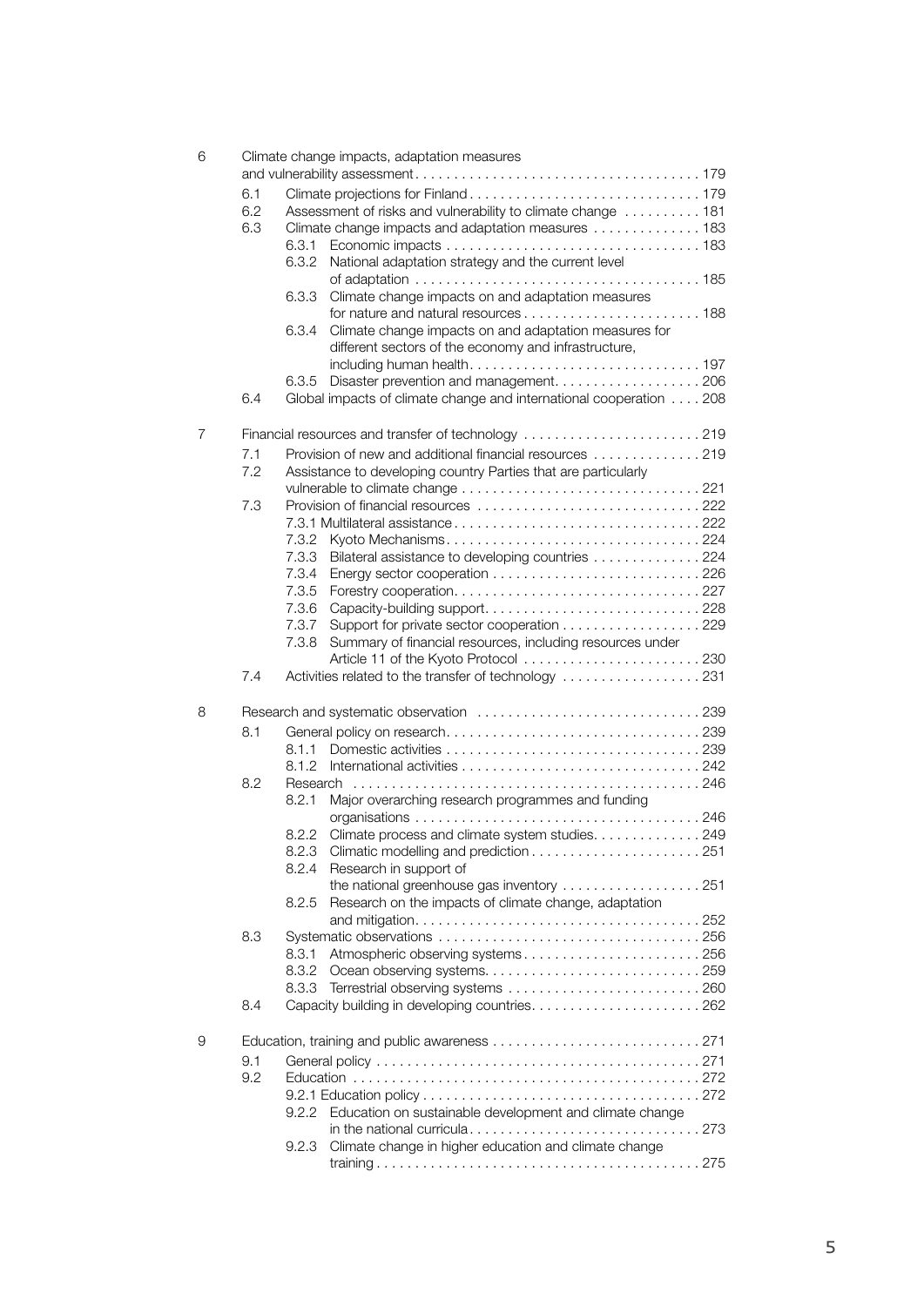6 Climate change impacts, adaptation measures and vulnerability assessment . . . . . 179

- 6.1 Climate projections for Finland . . . . . 179
- 6.2 Assessment of risks and vulnerability to climate change . . . . . 181
- 6.3 Climate change impacts and adaptation measures . . . . . 183
  - 6.3.1 Economic impacts . . . . . 183
  - 6.3.2 National adaptation strategy and the current level of adaptation . . . . . 185
  - 6.3.3 Climate change impacts on and adaptation measures for nature and natural resources . . . . . 188
  - 6.3.4 Climate change impacts on and adaptation measures for different sectors of the economy and infrastructure, including human health . . . . . 197
  - 6.3.5 Disaster prevention and management . . . . . 206
- 6.4 Global impacts of climate change and international cooperation . . . . 208

7 Financial resources and transfer of technology . . . . . 219

- 7.1 Provision of new and additional financial resources . . . . . 219
- 7.2 Assistance to developing country Parties that are particularly vulnerable to climate change . . . . . 221
- 7.3 Provision of financial resources . . . . . 222
  - 7.3.1 Multilateral assistance . . . . . 222
  - 7.3.2 Kyoto Mechanisms . . . . . 224
  - 7.3.3 Bilateral assistance to developing countries . . . . . 224
  - 7.3.4 Energy sector cooperation . . . . . 226
  - 7.3.5 Forestry cooperation . . . . . 227
  - 7.3.6 Capacity-building support . . . . . 228
  - 7.3.7 Support for private sector cooperation . . . . . 229
  - 7.3.8 Summary of financial resources, including resources under Article 11 of the Kyoto Protocol . . . . . 230
- 7.4 Activities related to the transfer of technology . . . . . 231

8 Research and systematic observation . . . . . 239

- 8.1 General policy on research . . . . . 239
  - 8.1.1 Domestic activities . . . . . 239
  - 8.1.2 International activities . . . . . 242
- 8.2 Research . . . . . 246
  - 8.2.1 Major overarching research programmes and funding organisations . . . . . 246
  - 8.2.2 Climate process and climate system studies . . . . . 249
  - 8.2.3 Climatic modelling and prediction . . . . . 251
  - 8.2.4 Research in support of the national greenhouse gas inventory . . . . . 251
  - 8.2.5 Research on the impacts of climate change, adaptation and mitigation . . . . . 252
- 8.3 Systematic observations . . . . . 256
  - 8.3.1 Atmospheric observing systems . . . . . 256
  - 8.3.2 Ocean observing systems . . . . . 259
  - 8.3.3 Terrestrial observing systems . . . . . 260
- 8.4 Capacity building in developing countries . . . . . 262

9 Education, training and public awareness . . . . . 271

- 9.1 General policy . . . . . 271
- 9.2 Education . . . . . 272
  - 9.2.1 Education policy . . . . . 272
  - 9.2.2 Education on sustainable development and climate change in the national curricula . . . . . 273
  - 9.2.3 Climate change in higher education and climate change training . . . . . 275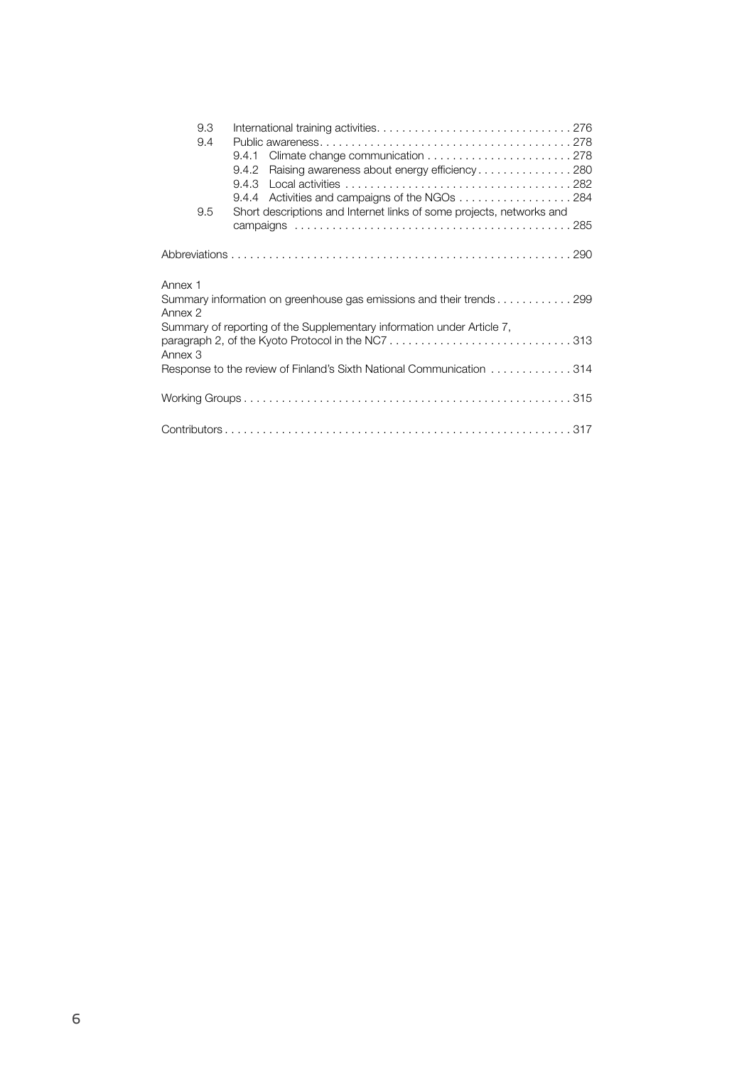| | | |
|---|---|---|
| 9.3 | International training activities | 276 |
| 9.4 | Public awareness | 278 |
| | 9.4.1 Climate change communication | 278 |
| | 9.4.2 Raising awareness about energy efficiency | 280 |
| | 9.4.3 Local activities | 282 |
| | 9.4.4 Activities and campaigns of the NGOs | 284 |
| 9.5 | Short descriptions and Internet links of some projects, networks and campaigns | 285 |

Abbreviations . . . . . . . . . . 290

Annex 1
Summary information on greenhouse gas emissions and their trends . . . . . . . . . . 299

Annex 2
Summary of reporting of the Supplementary information under Article 7, paragraph 2, of the Kyoto Protocol in the NC7 . . . . . . . . . . 313

Annex 3
Response to the review of Finland's Sixth National Communication . . . . . . . . . . 314

Working Groups . . . . . . . . . . 315

Contributors . . . . . . . . . . 317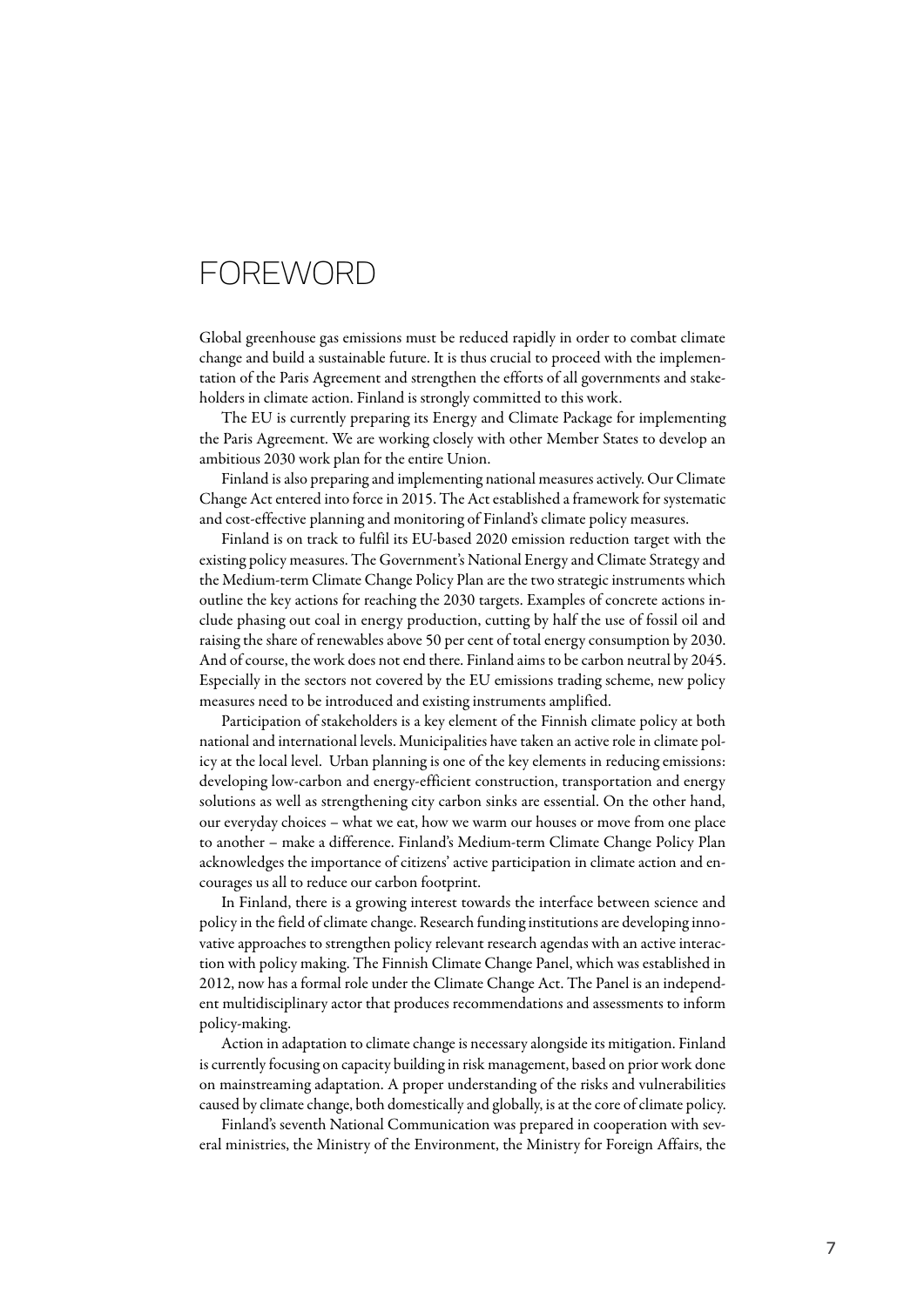# FOREWORD

Global greenhouse gas emissions must be reduced rapidly in order to combat climate change and build a sustainable future. It is thus crucial to proceed with the implementation of the Paris Agreement and strengthen the efforts of all governments and stakeholders in climate action. Finland is strongly committed to this work.

The EU is currently preparing its Energy and Climate Package for implementing the Paris Agreement. We are working closely with other Member States to develop an ambitious 2030 work plan for the entire Union.

Finland is also preparing and implementing national measures actively. Our Climate Change Act entered into force in 2015. The Act established a framework for systematic and cost-effective planning and monitoring of Finland's climate policy measures.

Finland is on track to fulfil its EU-based 2020 emission reduction target with the existing policy measures. The Government's National Energy and Climate Strategy and the Medium-term Climate Change Policy Plan are the two strategic instruments which outline the key actions for reaching the 2030 targets. Examples of concrete actions include phasing out coal in energy production, cutting by half the use of fossil oil and raising the share of renewables above 50 per cent of total energy consumption by 2030. And of course, the work does not end there. Finland aims to be carbon neutral by 2045. Especially in the sectors not covered by the EU emissions trading scheme, new policy measures need to be introduced and existing instruments amplified.

Participation of stakeholders is a key element of the Finnish climate policy at both national and international levels. Municipalities have taken an active role in climate policy at the local level. Urban planning is one of the key elements in reducing emissions: developing low-carbon and energy-efficient construction, transportation and energy solutions as well as strengthening city carbon sinks are essential. On the other hand, our everyday choices – what we eat, how we warm our houses or move from one place to another – make a difference. Finland's Medium-term Climate Change Policy Plan acknowledges the importance of citizens' active participation in climate action and encourages us all to reduce our carbon footprint.

In Finland, there is a growing interest towards the interface between science and policy in the field of climate change. Research funding institutions are developing innovative approaches to strengthen policy relevant research agendas with an active interaction with policy making. The Finnish Climate Change Panel, which was established in 2012, now has a formal role under the Climate Change Act. The Panel is an independent multidisciplinary actor that produces recommendations and assessments to inform policy-making.

Action in adaptation to climate change is necessary alongside its mitigation. Finland is currently focusing on capacity building in risk management, based on prior work done on mainstreaming adaptation. A proper understanding of the risks and vulnerabilities caused by climate change, both domestically and globally, is at the core of climate policy.

Finland's seventh National Communication was prepared in cooperation with several ministries, the Ministry of the Environment, the Ministry for Foreign Affairs, the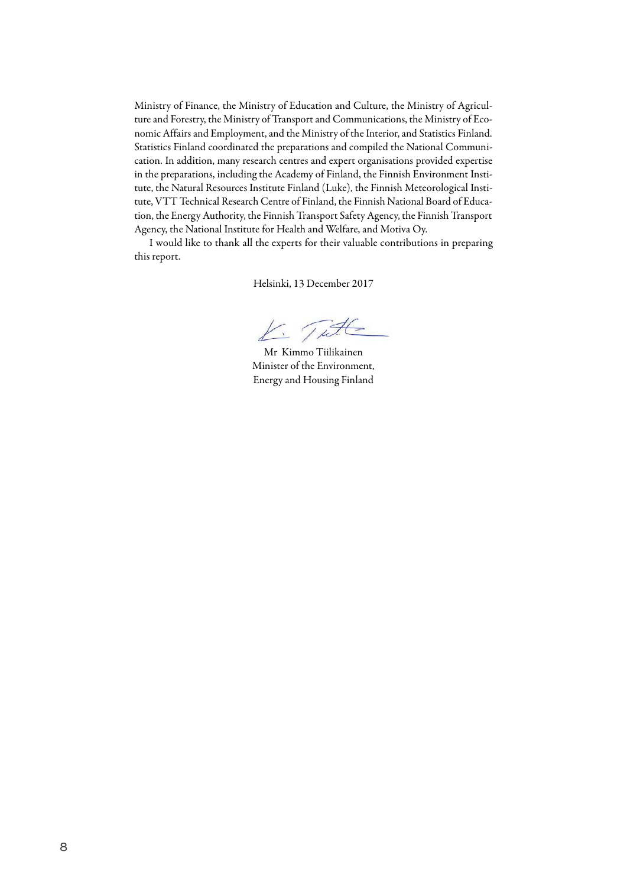Ministry of Finance, the Ministry of Education and Culture, the Ministry of Agriculture and Forestry, the Ministry of Transport and Communications, the Ministry of Economic Affairs and Employment, and the Ministry of the Interior, and Statistics Finland. Statistics Finland coordinated the preparations and compiled the National Communication. In addition, many research centres and expert organisations provided expertise in the preparations, including the Academy of Finland, the Finnish Environment Institute, the Natural Resources Institute Finland (Luke), the Finnish Meteorological Institute, VTT Technical Research Centre of Finland, the Finnish National Board of Education, the Energy Authority, the Finnish Transport Safety Agency, the Finnish Transport Agency, the National Institute for Health and Welfare, and Motiva Oy.

I would like to thank all the experts for their valuable contributions in preparing this report.

Helsinki, 13 December 2017

Mr Kimmo Tiilikainen
Minister of the Environment,
Energy and Housing Finland